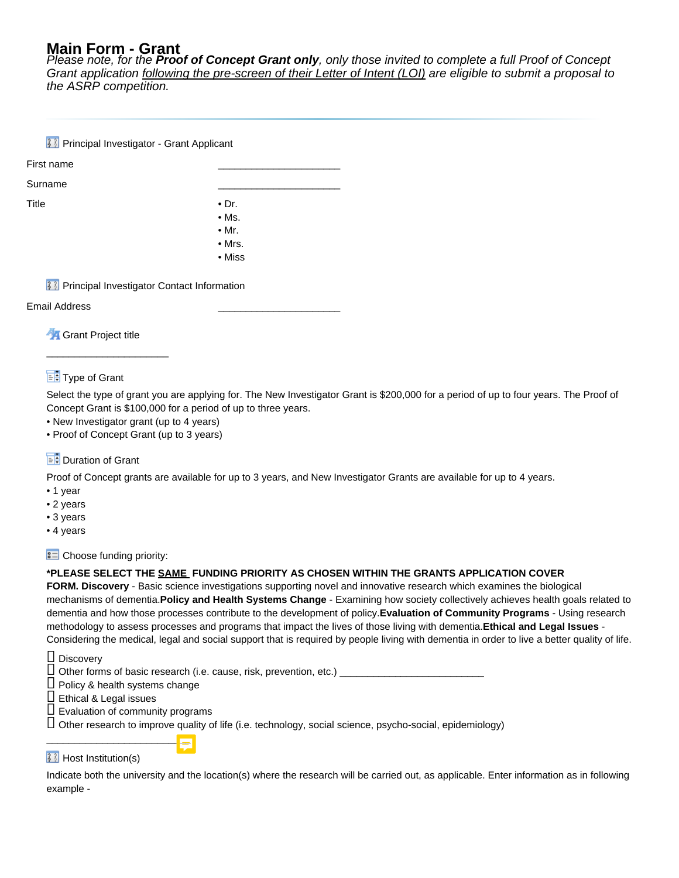# Main Form - Grant

*Please note, for the **Proof of Concept Grant only**, only those invited to complete a full Proof of Concept Grant application following the pre-screen of their Letter of Intent (LOI) are eligible to submit a proposal to the ASRP competition.*

---

### Principal Investigator - Grant Applicant

First name ______________________

Surname ______________________

Title

- Dr.
- Ms.
- Mr.
- Mrs.
- Miss

### Principal Investigator Contact Information

Email Address ______________________

### Grant Project title

______________________

### Type of Grant

Select the type of grant you are applying for. The New Investigator Grant is $200,000 for a period of up to four years. The Proof of Concept Grant is $100,000 for a period of up to three years.

- New Investigator grant (up to 4 years)
- Proof of Concept Grant (up to 3 years)

### Duration of Grant

Proof of Concept grants are available for up to 3 years, and New Investigator Grants are available for up to 4 years.

- 1 year
- 2 years
- 3 years
- 4 years

### Choose funding priority:

**\*PLEASE SELECT THE SAME FUNDING PRIORITY AS CHOSEN WITHIN THE GRANTS APPLICATION COVER FORM. Discovery** - Basic science investigations supporting novel and innovative research which examines the biological mechanisms of dementia.**Policy and Health Systems Change** - Examining how society collectively achieves health goals related to dementia and how those processes contribute to the development of policy.**Evaluation of Community Programs** - Using research methodology to assess processes and programs that impact the lives of those living with dementia.**Ethical and Legal Issues** - Considering the medical, legal and social support that is required by people living with dementia in order to live a better quality of life.

- ☐ Discovery
- ☐ Other forms of basic research (i.e. cause, risk, prevention, etc.) __________________________
- ☐ Policy & health systems change
- ☐ Ethical & Legal issues
- ☐ Evaluation of community programs
- ☐ Other research to improve quality of life (i.e. technology, social science, psycho-social, epidemiology)

______________________

### Host Institution(s)

Indicate both the university and the location(s) where the research will be carried out, as applicable. Enter information as in following example -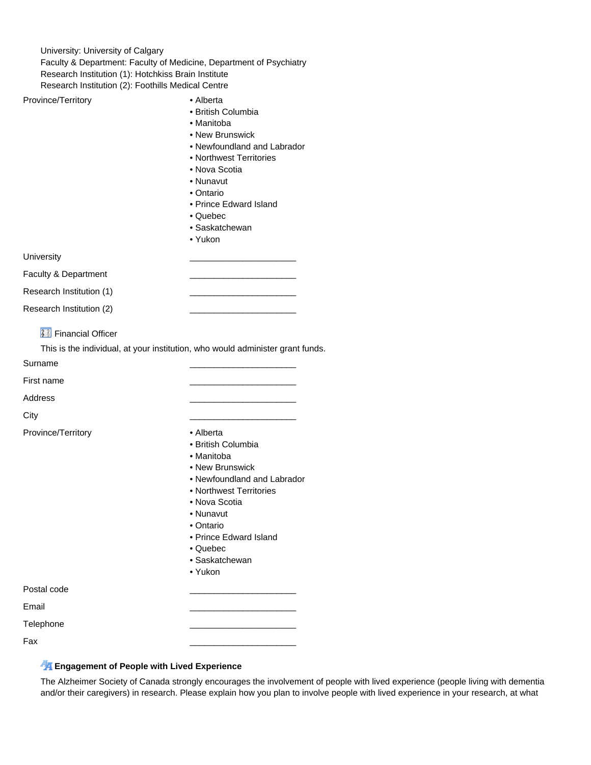University: University of Calgary
Faculty & Department: Faculty of Medicine, Department of Psychiatry
Research Institution (1): Hotchkiss Brain Institute
Research Institution (2): Foothills Medical Centre

Province/Territory

- Alberta
- British Columbia
- Manitoba
- New Brunswick
- Newfoundland and Labrador
- Northwest Territories
- Nova Scotia
- Nunavut
- Ontario
- Prince Edward Island
- Quebec
- Saskatchewan
- Yukon

University ______________________

Faculty & Department ______________________

Research Institution (1) ______________________

Research Institution (2) ______________________

### Financial Officer

This is the individual, at your institution, who would administer grant funds.

Surname ______________________

First name ______________________

Address ______________________

City ______________________

Province/Territory

- Alberta
- British Columbia
- Manitoba
- New Brunswick
- Newfoundland and Labrador
- Northwest Territories
- Nova Scotia
- Nunavut
- Ontario
- Prince Edward Island
- Quebec
- Saskatchewan
- Yukon

Postal code ______________________

Email ______________________

Telephone ______________________

Fax ______________________

### **Engagement of People with Lived Experience**

The Alzheimer Society of Canada strongly encourages the involvement of people with lived experience (people living with dementia and/or their caregivers) in research. Please explain how you plan to involve people with lived experience in your research, at what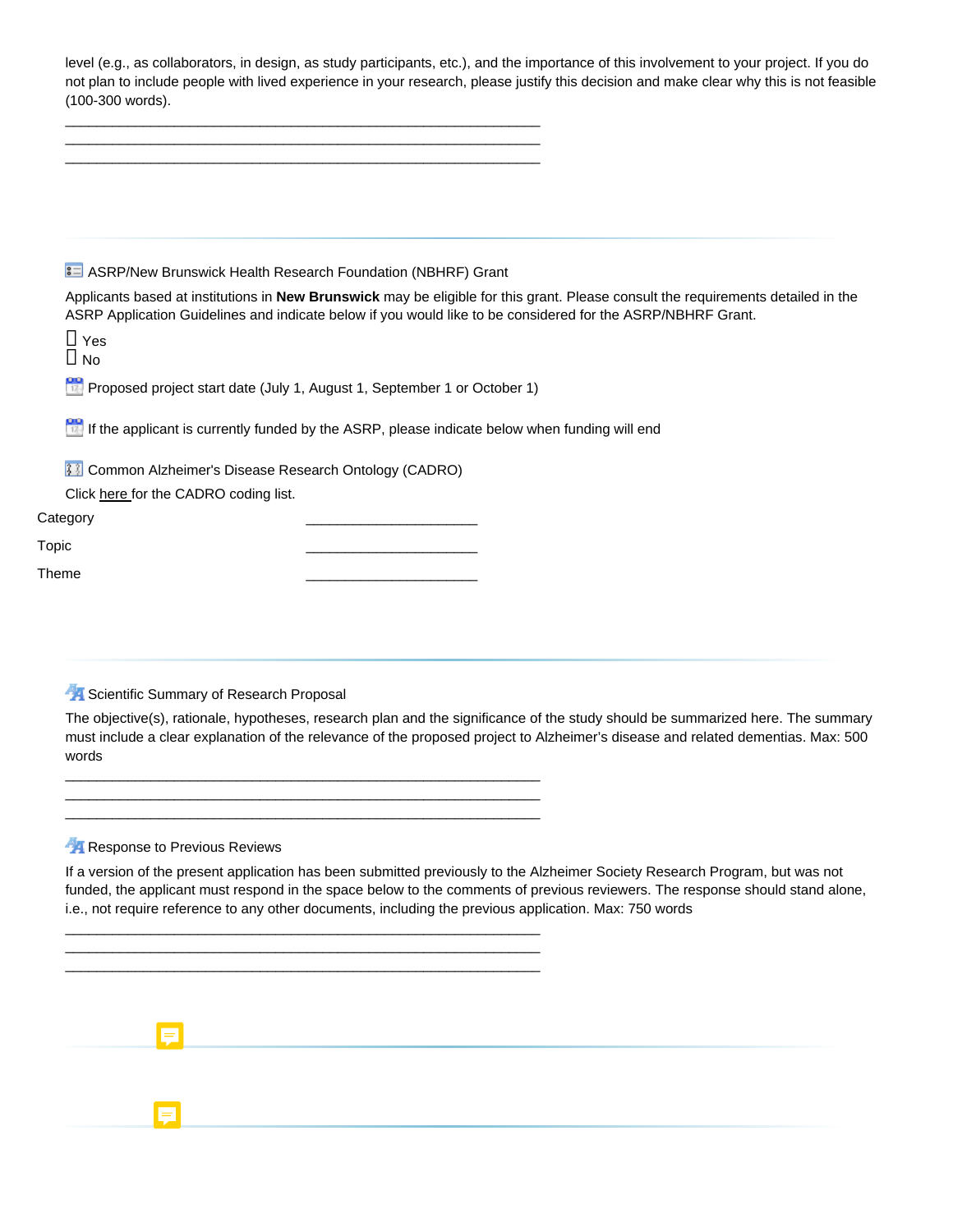level (e.g., as collaborators, in design, as study participants, etc.), and the importance of this involvement to your project. If you do not plan to include people with lived experience in your research, please justify this decision and make clear why this is not feasible (100-300 words).

_______________________________________________________________
_______________________________________________________________
_______________________________________________________________

---

ASRP/New Brunswick Health Research Foundation (NBHRF) Grant

Applicants based at institutions in **New Brunswick** may be eligible for this grant. Please consult the requirements detailed in the ASRP Application Guidelines and indicate below if you would like to be considered for the ASRP/NBHRF Grant.

☐ Yes
☐ No

Proposed project start date (July 1, August 1, September 1 or October 1)

If the applicant is currently funded by the ASRP, please indicate below when funding will end

Common Alzheimer's Disease Research Ontology (CADRO)

Click here for the CADRO coding list.

| | |
|---|---|
| Category | ______________________ |
| Topic | ______________________ |
| Theme | ______________________ |

---

Scientific Summary of Research Proposal

The objective(s), rationale, hypotheses, research plan and the significance of the study should be summarized here. The summary must include a clear explanation of the relevance of the proposed project to Alzheimer's disease and related dementias. Max: 500 words

_______________________________________________________________
_______________________________________________________________
_______________________________________________________________

Response to Previous Reviews

If a version of the present application has been submitted previously to the Alzheimer Society Research Program, but was not funded, the applicant must respond in the space below to the comments of previous reviewers. The response should stand alone, i.e., not require reference to any other documents, including the previous application. Max: 750 words

_______________________________________________________________
_______________________________________________________________
_______________________________________________________________

---

---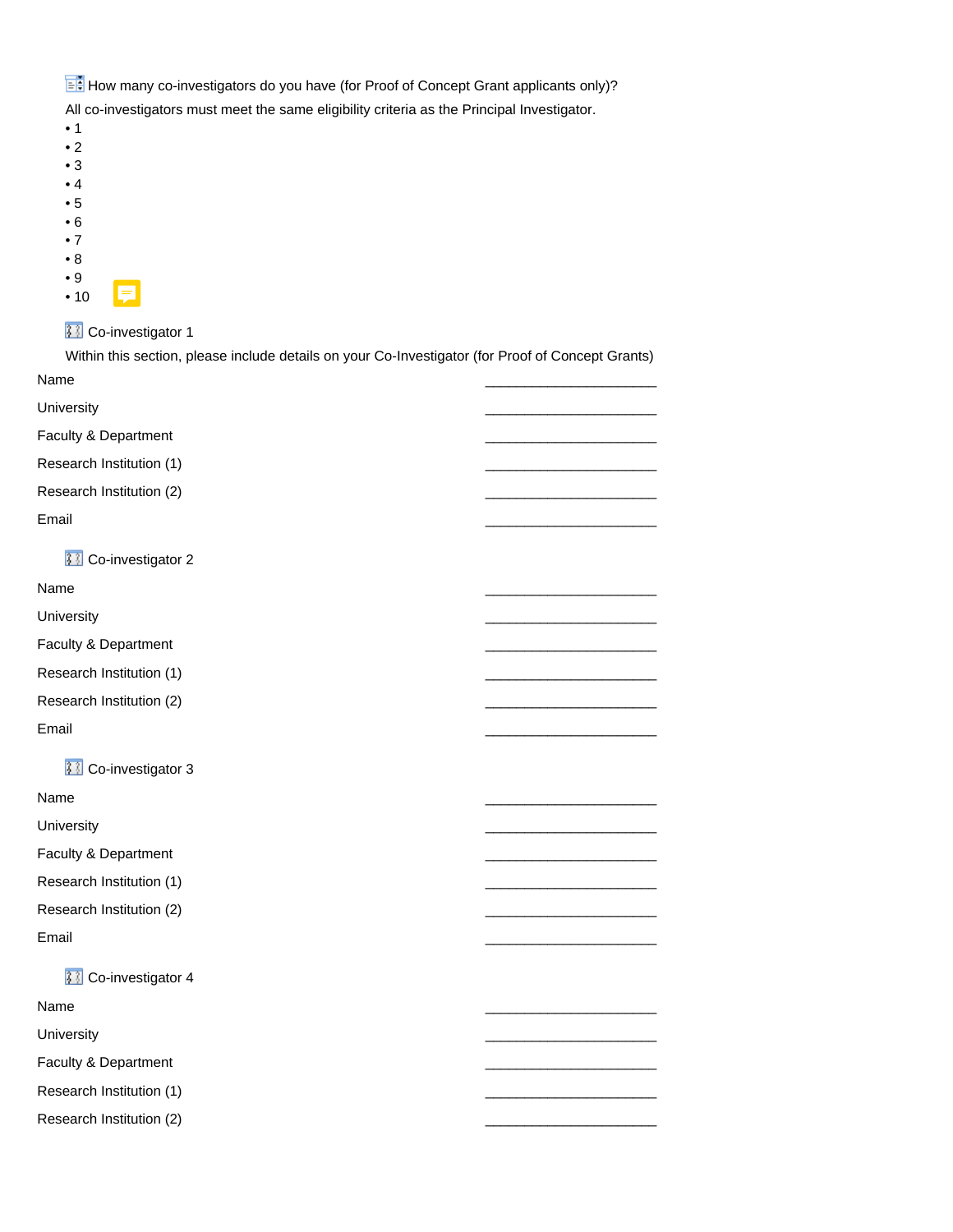How many co-investigators do you have (for Proof of Concept Grant applicants only)?

All co-investigators must meet the same eligibility criteria as the Principal Investigator.

- 1
- 2
- 3
- 4
- 5
- 6
- 7
- 8
- 9
- 10

Co-investigator 1

Within this section, please include details on your Co-Investigator (for Proof of Concept Grants)

Name ________________________________

University ________________________________

Faculty & Department ________________________________

Research Institution (1) ________________________________

Research Institution (2) ________________________________

Email ________________________________

Co-investigator 2

Name ________________________________

University ________________________________

Faculty & Department ________________________________

Research Institution (1) ________________________________

Research Institution (2) ________________________________

Email ________________________________

Co-investigator 3

Name ________________________________

University ________________________________

Faculty & Department ________________________________

Research Institution (1) ________________________________

Research Institution (2) ________________________________

Email ________________________________

Co-investigator 4

Name ________________________________

University ________________________________

Faculty & Department ________________________________

Research Institution (1) ________________________________

Research Institution (2) ________________________________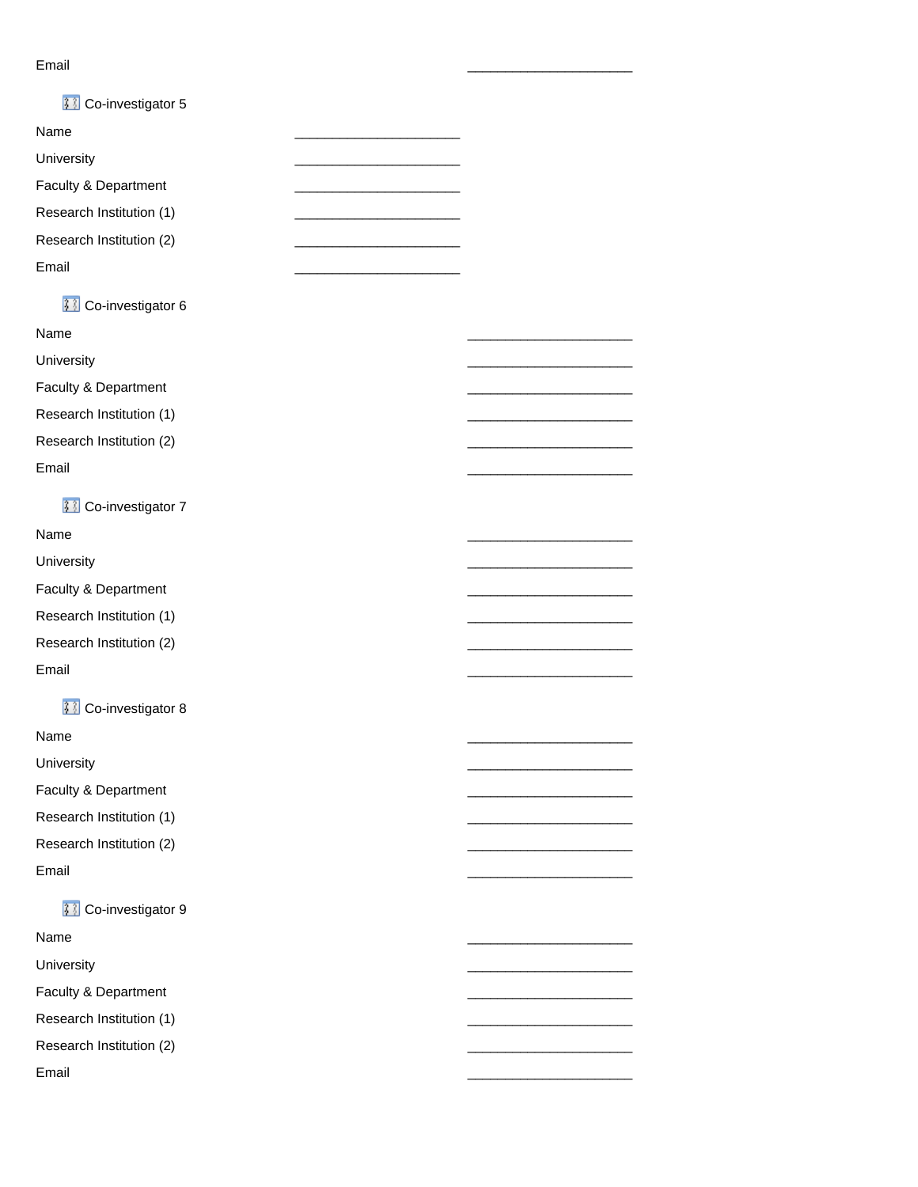Email ______________________

Co-investigator 5

Name ______________________

University ______________________

Faculty & Department ______________________

Research Institution (1) ______________________

Research Institution (2) ______________________

Email ______________________

Co-investigator 6

Name ______________________

University ______________________

Faculty & Department ______________________

Research Institution (1) ______________________

Research Institution (2) ______________________

Email ______________________

Co-investigator 7

Name ______________________

University ______________________

Faculty & Department ______________________

Research Institution (1) ______________________

Research Institution (2) ______________________

Email ______________________

Co-investigator 8

Name ______________________

University ______________________

Faculty & Department ______________________

Research Institution (1) ______________________

Research Institution (2) ______________________

Email ______________________

Co-investigator 9

Name ______________________

University ______________________

Faculty & Department ______________________

Research Institution (1) ______________________

Research Institution (2) ______________________

Email ______________________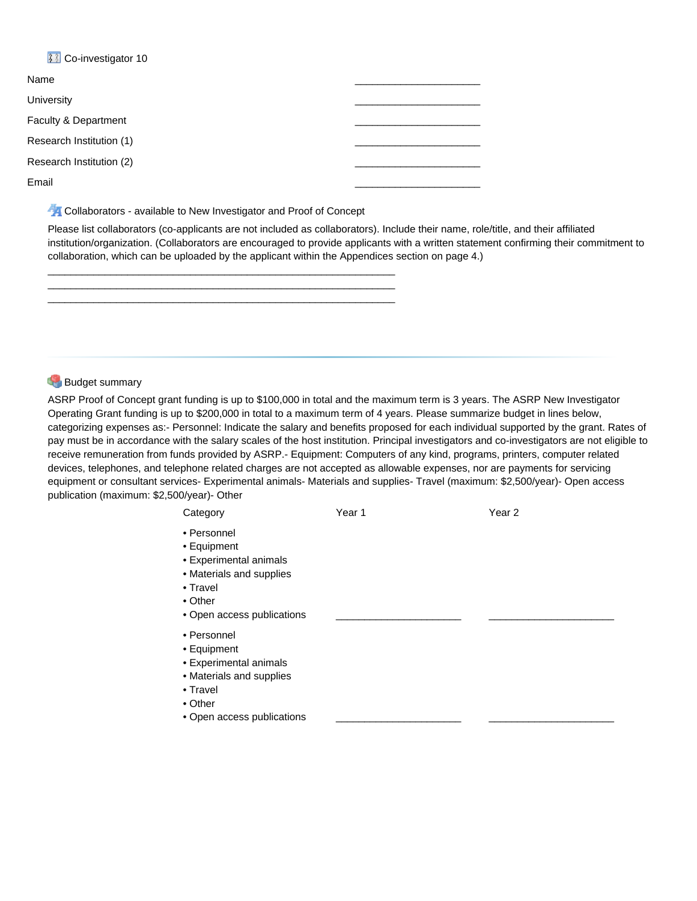### Co-investigator 10

Name ______________________

University ______________________

Faculty & Department ______________________

Research Institution (1) ______________________

Research Institution (2) ______________________

Email ______________________

### Collaborators - available to New Investigator and Proof of Concept

Please list collaborators (co-applicants are not included as collaborators). Include their name, role/title, and their affiliated institution/organization. (Collaborators are encouraged to provide applicants with a written statement confirming their commitment to collaboration, which can be uploaded by the applicant within the Appendices section on page 4.)

______________________________________________________________
______________________________________________________________
______________________________________________________________

### Budget summary

ASRP Proof of Concept grant funding is up to $100,000 in total and the maximum term is 3 years. The ASRP New Investigator Operating Grant funding is up to $200,000 in total to a maximum term of 4 years. Please summarize budget in lines below, categorizing expenses as:- Personnel: Indicate the salary and benefits proposed for each individual supported by the grant. Rates of pay must be in accordance with the salary scales of the host institution. Principal investigators and co-investigators are not eligible to receive remuneration from funds provided by ASRP.- Equipment: Computers of any kind, programs, printers, computer related devices, telephones, and telephone related charges are not accepted as allowable expenses, nor are payments for servicing equipment or consultant services- Experimental animals- Materials and supplies- Travel (maximum: $2,500/year)- Open access publication (maximum: $2,500/year)- Other

| Category | Year 1 | Year 2 |
|---|---|---|
| • Personnel<br>• Equipment<br>• Experimental animals<br>• Materials and supplies<br>• Travel<br>• Other<br>• Open access publications | ______________________ | ______________________ |
| • Personnel<br>• Equipment<br>• Experimental animals<br>• Materials and supplies<br>• Travel<br>• Other<br>• Open access publications | ______________________ | ______________________ |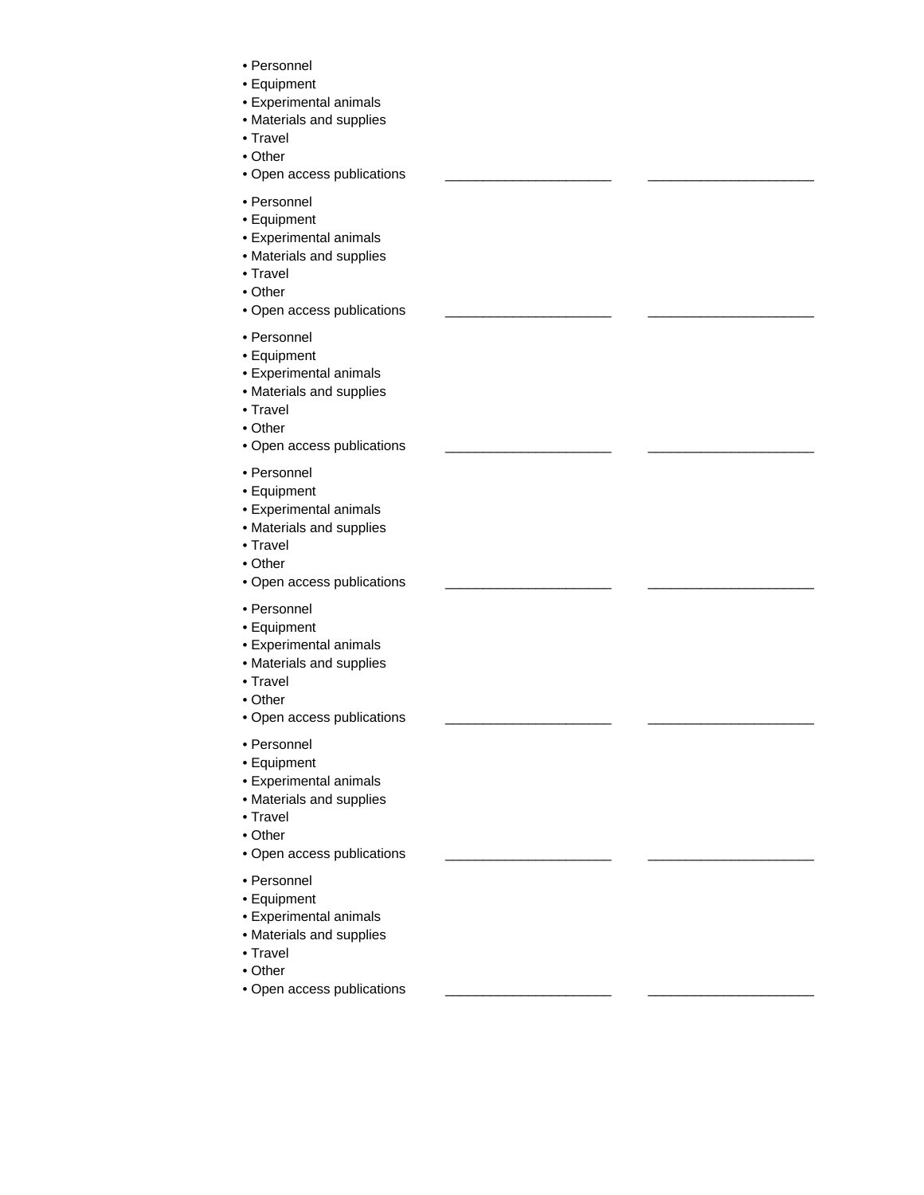- Personnel
- Equipment
- Experimental animals
- Materials and supplies
- Travel
- Other
- Open access publications ______________________ ______________________

- Personnel
- Equipment
- Experimental animals
- Materials and supplies
- Travel
- Other
- Open access publications ______________________ ______________________

- Personnel
- Equipment
- Experimental animals
- Materials and supplies
- Travel
- Other
- Open access publications ______________________ ______________________

- Personnel
- Equipment
- Experimental animals
- Materials and supplies
- Travel
- Other
- Open access publications ______________________ ______________________

- Personnel
- Equipment
- Experimental animals
- Materials and supplies
- Travel
- Other
- Open access publications ______________________ ______________________

- Personnel
- Equipment
- Experimental animals
- Materials and supplies
- Travel
- Other
- Open access publications ______________________ ______________________

- Personnel
- Equipment
- Experimental animals
- Materials and supplies
- Travel
- Other
- Open access publications ______________________ ______________________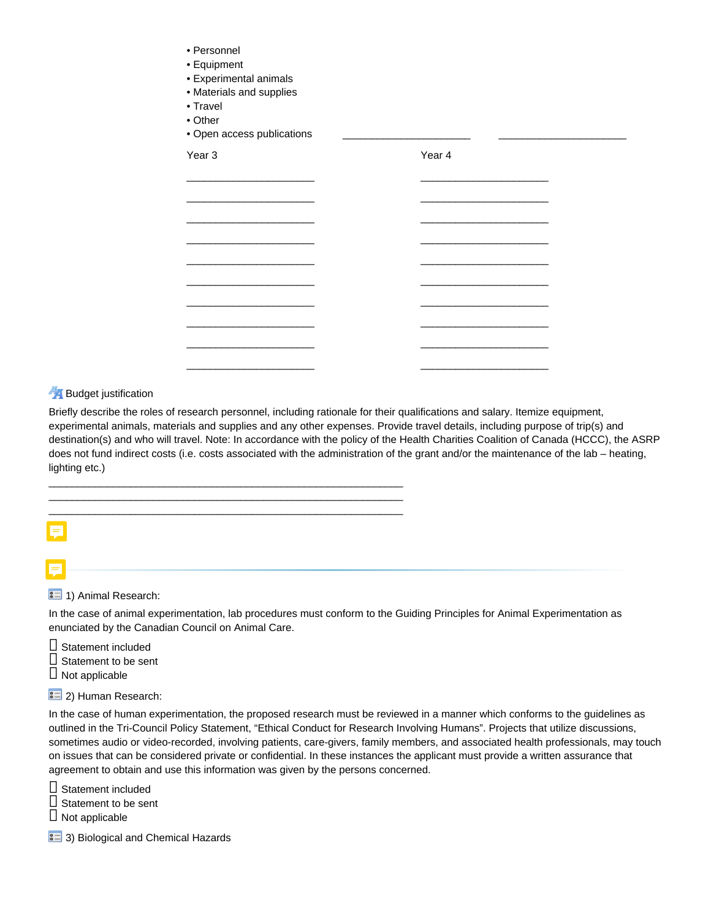- Personnel
- Equipment
- Experimental animals
- Materials and supplies
- Travel
- Other
- Open access publications ______________________ ______________________

| Year 3 | Year 4 |
| --- | --- |
| ______________________ | ______________________ |
| ______________________ | ______________________ |
| ______________________ | ______________________ |
| ______________________ | ______________________ |
| ______________________ | ______________________ |
| ______________________ | ______________________ |
| ______________________ | ______________________ |
| ______________________ | ______________________ |
| ______________________ | ______________________ |
| ______________________ | ______________________ |

Budget justification

Briefly describe the roles of research personnel, including rationale for their qualifications and salary. Itemize equipment, experimental animals, materials and supplies and any other expenses. Provide travel details, including purpose of trip(s) and destination(s) and who will travel. Note: In accordance with the policy of the Health Charities Coalition of Canada (HCCC), the ASRP does not fund indirect costs (i.e. costs associated with the administration of the grant and/or the maintenance of the lab – heating, lighting etc.)

______________________________________________________________
______________________________________________________________
______________________________________________________________

---

1) Animal Research:

In the case of animal experimentation, lab procedures must conform to the Guiding Principles for Animal Experimentation as enunciated by the Canadian Council on Animal Care.

- [ ] Statement included
- [ ] Statement to be sent
- [ ] Not applicable

2) Human Research:

In the case of human experimentation, the proposed research must be reviewed in a manner which conforms to the guidelines as outlined in the Tri-Council Policy Statement, "Ethical Conduct for Research Involving Humans". Projects that utilize discussions, sometimes audio or video-recorded, involving patients, care-givers, family members, and associated health professionals, may touch on issues that can be considered private or confidential. In these instances the applicant must provide a written assurance that agreement to obtain and use this information was given by the persons concerned.

- [ ] Statement included
- [ ] Statement to be sent
- [ ] Not applicable

3) Biological and Chemical Hazards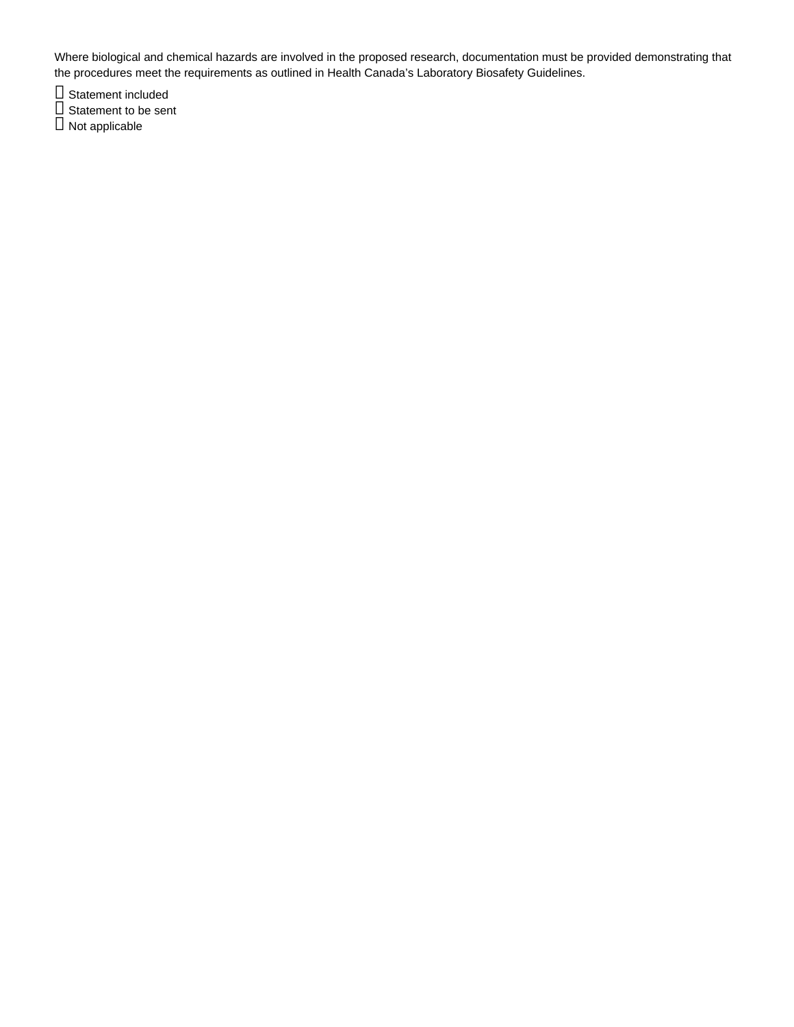Where biological and chemical hazards are involved in the proposed research, documentation must be provided demonstrating that the procedures meet the requirements as outlined in Health Canada's Laboratory Biosafety Guidelines.

- [ ] Statement included
- [ ] Statement to be sent
- [ ] Not applicable